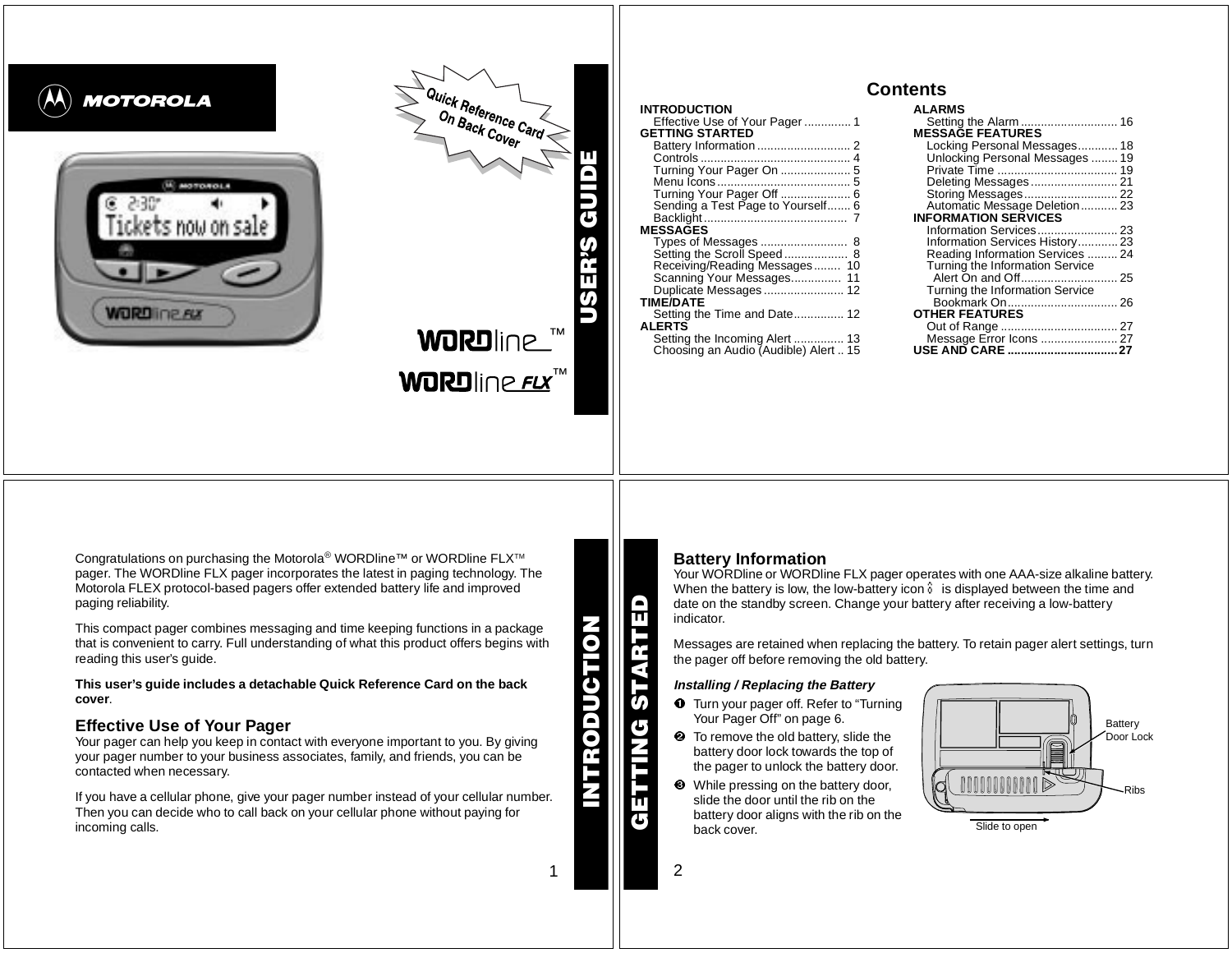MOTOROLA

Quick Reference Card On Back Cover

# USER'S GUIDE

WORDline™

WORDline FLX™

## Contents

INTRODUCTION
- Effective Use of Your Pager .............. 1

GETTING STARTED
- Battery Information ............................ 2
- Controls ............................................. 4
- Turning Your Pager On ..................... 5
- Menu Icons ........................................ 5
- Turning Your Pager Off ..................... 6
- Sending a Test Page to Yourself....... 6
- Backlight ........................................... 7

MESSAGES
- Types of Messages .......................... 8
- Setting the Scroll Speed ................... 8
- Receiving/Reading Messages ........ 10
- Scanning Your Messages............... 11
- Duplicate Messages ........................ 12

TIME/DATE
- Setting the Time and Date............... 12

ALERTS
- Setting the Incoming Alert ............... 13
- Choosing an Audio (Audible) Alert .. 15

ALARMS
- Setting the Alarm ............................. 16

MESSAGE FEATURES
- Locking Personal Messages............ 18
- Unlocking Personal Messages ........ 19
- Private Time .................................... 19
- Deleting Messages........................... 21
- Storing Messages............................. 22
- Automatic Message Deletion........... 23

INFORMATION SERVICES
- Information Services........................ 23
- Information Services History............ 23
- Reading Information Services ......... 24
- Turning the Information Service Alert On and Off............................. 25
- Turning the Information Service Bookmark On................................. 26

OTHER FEATURES
- Out of Range ................................... 27
- Message Error Icons ....................... 27

**USE AND CARE ................................. 27**

# INTRODUCTION

Congratulations on purchasing the Motorola® WORDline™ or WORDline FLX™ pager. The WORDline FLX pager incorporates the latest in paging technology. The Motorola FLEX protocol-based pagers offer extended battery life and improved paging reliability.

This compact pager combines messaging and time keeping functions in a package that is convenient to carry. Full understanding of what this product offers begins with reading this user's guide.

**This user's guide includes a detachable Quick Reference Card on the back cover**.

## Effective Use of Your Pager

Your pager can help you keep in contact with everyone important to you. By giving your pager number to your business associates, family, and friends, you can be contacted when necessary.

If you have a cellular phone, give your pager number instead of your cellular number. Then you can decide who to call back on your cellular phone without paying for incoming calls.

# GETTING STARTED

## Battery Information

Your WORDline or WORDline FLX pager operates with one AAA-size alkaline battery. When the battery is low, the low-battery icon is displayed between the time and date on the standby screen. Change your battery after receiving a low-battery indicator.

Messages are retained when replacing the battery. To retain pager alert settings, turn the pager off before removing the old battery.

***Installing / Replacing the Battery***

1. Turn your pager off. Refer to "Turning Your Pager Off" on page 6.
2. To remove the old battery, slide the battery door lock towards the top of the pager to unlock the battery door.
3. While pressing on the battery door, slide the door until the rib on the battery door aligns with the rib on the back cover.

Battery Door Lock

Ribs

Slide to open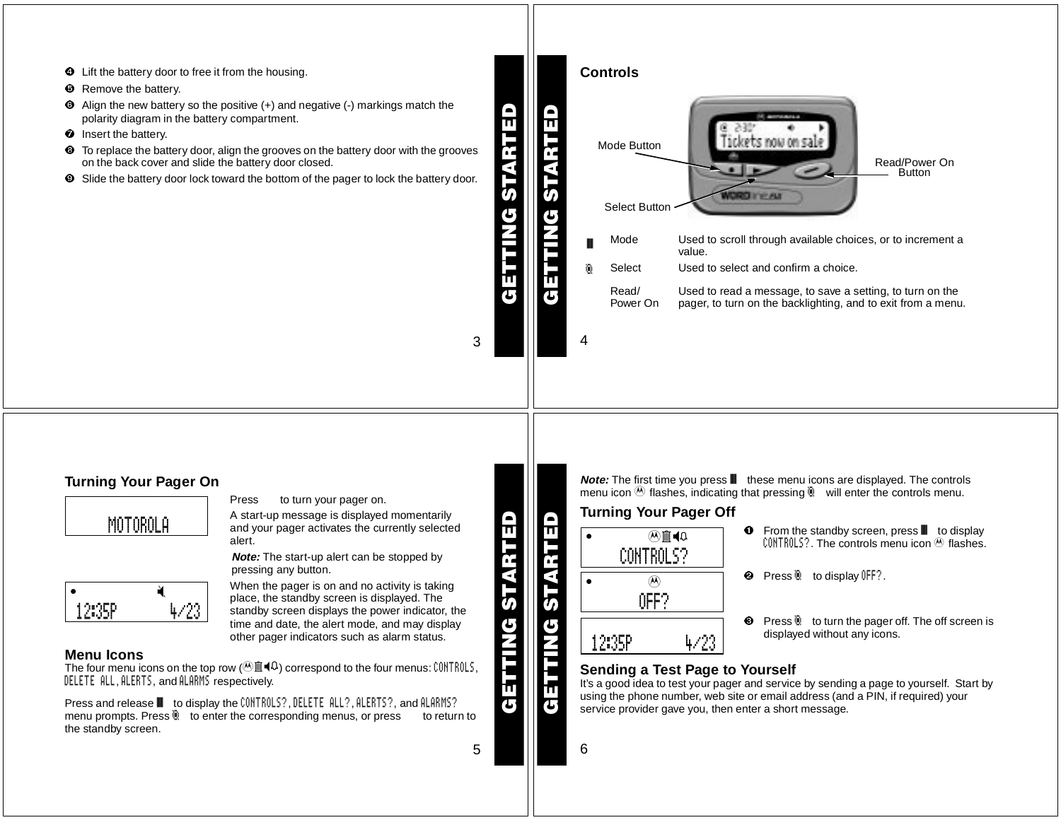❹ Lift the battery door to free it from the housing.

❺ Remove the battery.

❻ Align the new battery so the positive (+) and negative (-) markings match the polarity diagram in the battery compartment.

❼ Insert the battery.

❽ To replace the battery door, align the grooves on the battery door with the grooves on the back cover and slide the battery door closed.

❾ Slide the battery door lock toward the bottom of the pager to lock the battery door.

## Controls

Mode Button

Select Button

Read/Power On Button

| | | |
|---|---|---|
| | Mode | Used to scroll through available choices, or to increment a value. |
| | Select | Used to select and confirm a choice. |
| | Read/ Power On | Used to read a message, to save a setting, to turn on the pager, to turn on the backlighting, and to exit from a menu. |

## Turning Your Pager On

MOTOROLA

Press to turn your pager on.

A start-up message is displayed momentarily and your pager activates the currently selected alert.

***Note:*** The start-up alert can be stopped by pressing any button.

12:35P 4/23

When the pager is on and no activity is taking place, the standby screen is displayed. The standby screen displays the power indicator, the time and date, the alert mode, and may display other pager indicators such as alarm status.

## Menu Icons

The four menu icons on the top row ( ) correspond to the four menus: CONTROLS, DELETE ALL, ALERTS, and ALARMS respectively.

Press and release to display the CONTROLS?, DELETE ALL?, ALERTS?, and ALARMS? menu prompts. Press to enter the corresponding menus, or press to return to the standby screen.

***Note:*** The first time you press these menu icons are displayed. The controls menu icon flashes, indicating that pressing will enter the controls menu.

## Turning Your Pager Off

CONTROLS?

❶ From the standby screen, press to display CONTROLS?. The controls menu icon flashes.

OFF?

❷ Press to display OFF?.

12:35P 4/23

❸ Press to turn the pager off. The off screen is displayed without any icons.

## Sending a Test Page to Yourself

It's a good idea to test your pager and service by sending a page to yourself. Start by using the phone number, web site or email address (and a PIN, if required) your service provider gave you, then enter a short message.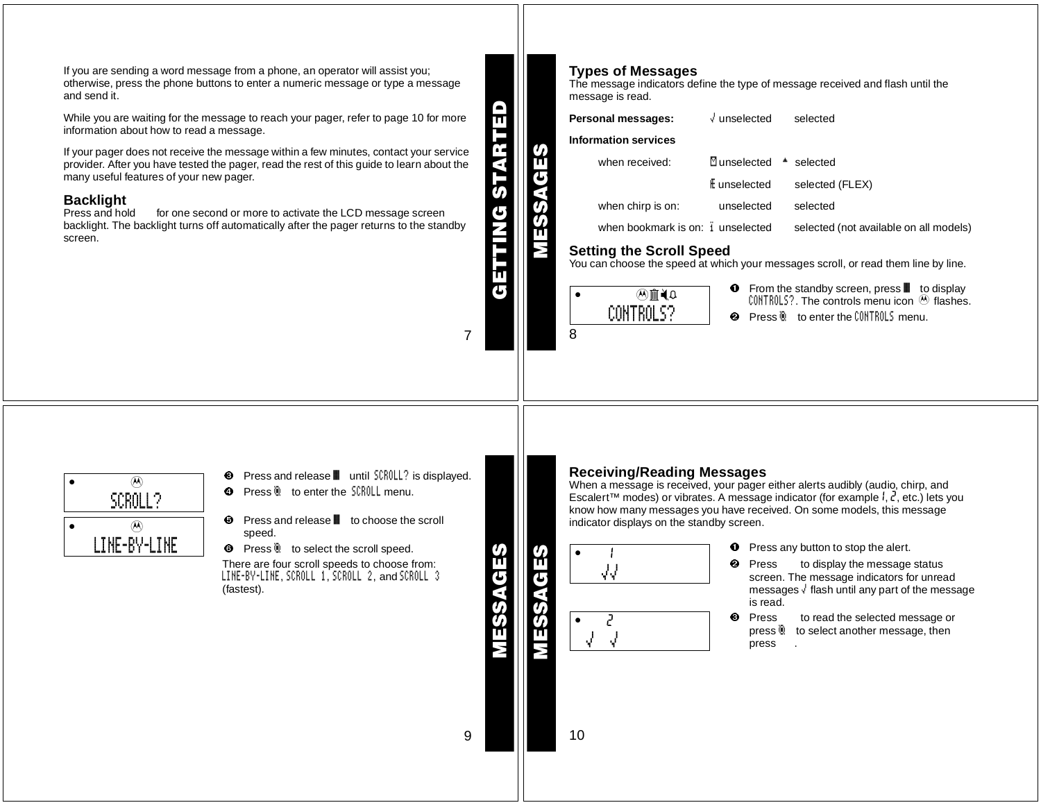If you are sending a word message from a phone, an operator will assist you; otherwise, press the phone buttons to enter a numeric message or type a message and send it.

While you are waiting for the message to reach your pager, refer to page 10 for more information about how to read a message.

If your pager does not receive the message within a few minutes, contact your service provider. After you have tested the pager, read the rest of this guide to learn about the many useful features of your new pager.

## Backlight

Press and hold for one second or more to activate the LCD message screen backlight. The backlight turns off automatically after the pager returns to the standby screen.

## Types of Messages

The message indicators define the type of message received and flash until the message is read.

| | | |
|---|---|---|
| **Personal messages:** | √ unselected | selected |
| **Information services** | | |
| when received: | unselected | selected |
| | unselected | selected (FLEX) |
| when chirp is on: | unselected | selected |
| when bookmark is on: | unselected | selected (not available on all models) |

## Setting the Scroll Speed

You can choose the speed at which your messages scroll, or read them line by line.

CONTROLS?

1. From the standby screen, press to display CONTROLS?. The controls menu icon flashes.
2. Press to enter the CONTROLS menu.

SCROLL?

LINE-BY-LINE

3. Press and release until SCROLL? is displayed.
4. Press to enter the SCROLL menu.
5. Press and release to choose the scroll speed.
6. Press to select the scroll speed.

There are four scroll speeds to choose from: LINE-BY-LINE, SCROLL 1, SCROLL 2, and SCROLL 3 (fastest).

## Receiving/Reading Messages

When a message is received, your pager either alerts audibly (audio, chirp, and Escalert™ modes) or vibrates. A message indicator (for example 1, 2, etc.) lets you know how many messages you have received. On some models, this message indicator displays on the standby screen.

1. Press any button to stop the alert.
2. Press to display the message status screen. The message indicators for unread messages √ flash until any part of the message is read.
3. Press to read the selected message or press to select another message, then press .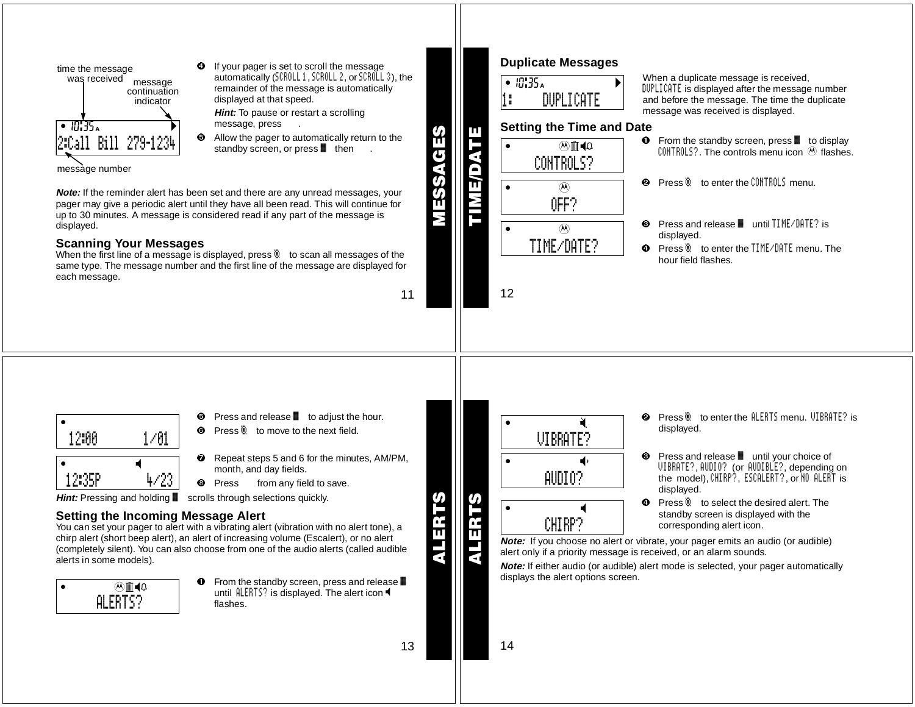time the message was received

message continuation indicator

• 10:35 A ▶
2:Call Bill 279-1234

message number

❹ If your pager is set to scroll the message automatically (SCROLL 1, SCROLL 2, or SCROLL 3), the remainder of the message is automatically displayed at that speed.

*Hint:* To pause or restart a scrolling message, press .

❺ Allow the pager to automatically return to the standby screen, or press then .

***Note:*** If the reminder alert has been set and there are any unread messages, your pager may give a periodic alert until they have all been read. This will continue for up to 30 minutes. A message is considered read if any part of the message is displayed.

## Scanning Your Messages

When the first line of a message is displayed, press to scan all messages of the same type. The message number and the first line of the message are displayed for each message.

MESSAGES

TIME/DATE

## Duplicate Messages

• 10:35 A ▶
1: DUPLICATE

When a duplicate message is received, DUPLICATE is displayed after the message number and before the message. The time the duplicate message was received is displayed.

## Setting the Time and Date

• CONTROLS?

❶ From the standby screen, press to display CONTROLS?. The controls menu icon flashes.

• OFF?

❷ Press to enter the CONTROLS menu.

• TIME/DATE?

❸ Press and release until TIME/DATE? is displayed.

❹ Press to enter the TIME/DATE menu. The hour field flashes.

• 12:00 1/01

❺ Press and release to adjust the hour.

❻ Press to move to the next field.

• 12:35P 4/23

❼ Repeat steps 5 and 6 for the minutes, AM/PM, month, and day fields.

❽ Press from any field to save.

*Hint:* Pressing and holding scrolls through selections quickly.

## Setting the Incoming Message Alert

You can set your pager to alert with a vibrating alert (vibration with no alert tone), a chirp alert (short beep alert), an alert of increasing volume (Escalert), or no alert (completely silent). You can also choose from one of the audio alerts (called audible alerts in some models).

• ALERTS?

❶ From the standby screen, press and release until ALERTS? is displayed. The alert icon flashes.

ALERTS

ALERTS

• VIBRATE?

❷ Press to enter the ALERTS menu. VIBRATE? is displayed.

• AUDIO?

❸ Press and release until your choice of VIBRATE?, AUDIO? (or AUDIBLE?, depending on the model), CHIRP?, ESCALERT?, or NO ALERT is displayed.

• CHIRP?

❹ Press to select the desired alert. The standby screen is displayed with the corresponding alert icon.

***Note:*** If you choose no alert or vibrate, your pager emits an audio (or audible) alert only if a priority message is received, or an alarm sounds.

***Note:*** If either audio (or audible) alert mode is selected, your pager automatically displays the alert options screen.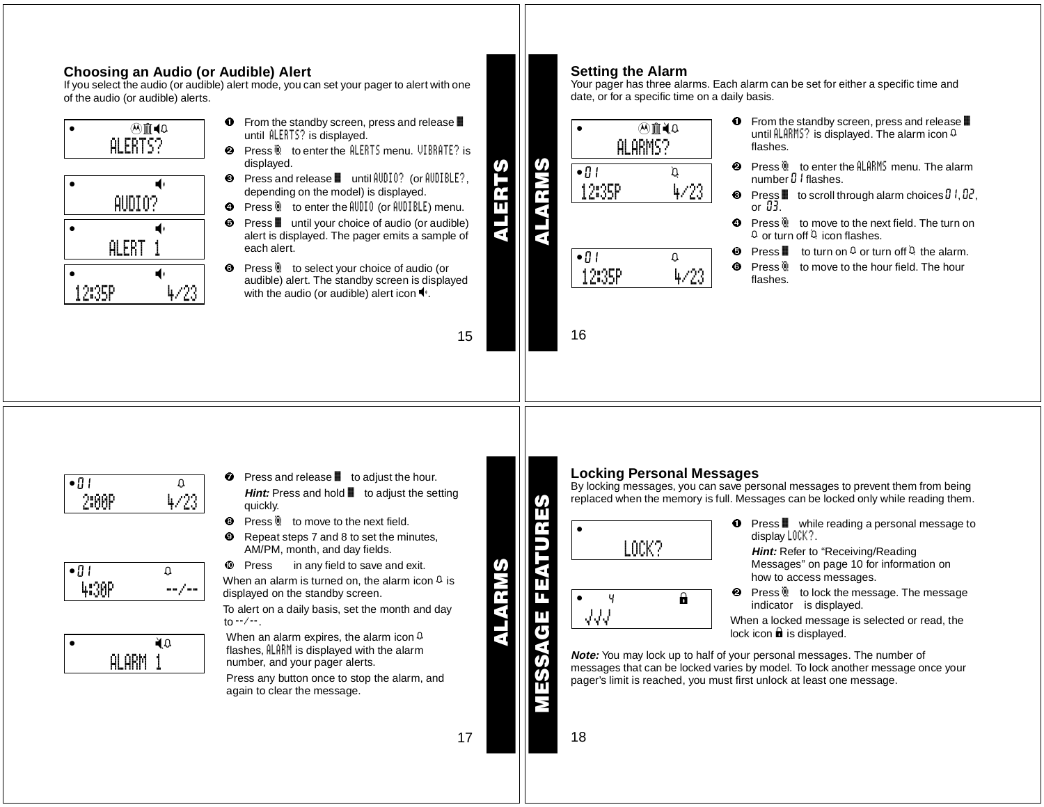## Choosing an Audio (or Audible) Alert

If you select the audio (or audible) alert mode, you can set your pager to alert with one of the audio (or audible) alerts.

ALERTS?

AUDIO?

ALERT 1

12:35P 4/23

1. From the standby screen, press and release until ALERTS? is displayed.
2. Press to enter the ALERTS menu. VIBRATE? is displayed.
3. Press and release until AUDIO? (or AUDIBLE?, depending on the model) is displayed.
4. Press to enter the AUDIO (or AUDIBLE) menu.
5. Press until your choice of audio (or audible) alert is displayed. The pager emits a sample of each alert.
6. Press to select your choice of audio (or audible) alert. The standby screen is displayed with the audio (or audible) alert icon.

ALERTS

ALARMS

## Setting the Alarm

Your pager has three alarms. Each alarm can be set for either a specific time and date, or for a specific time on a daily basis.

ALARMS?

01 12:35P 4/23

01 12:35P 4/23

1. From the standby screen, press and release until ALARMS? is displayed. The alarm icon flashes.
2. Press to enter the ALARMS menu. The alarm number 01 flashes.
3. Press to scroll through alarm choices 01, 02, or 03.
4. Press to move to the next field. The turn on or turn off icon flashes.
5. Press to turn on or turn off the alarm.
6. Press to move to the hour field. The hour flashes.

01 2:00P 4/23

01 4:30P --/--

ALARM 1

7. Press and release to adjust the hour.

   ***Hint:*** Press and hold to adjust the setting quickly.
8. Press to move to the next field.
9. Repeat steps 7 and 8 to set the minutes, AM/PM, month, and day fields.
10. Press in any field to save and exit.

When an alarm is turned on, the alarm icon is displayed on the standby screen.

To alert on a daily basis, set the month and day to --/--.

When an alarm expires, the alarm icon flashes, ALARM is displayed with the alarm number, and your pager alerts.

Press any button once to stop the alarm, and again to clear the message.

ALARMS

MESSAGE FEATURES

## Locking Personal Messages

By locking messages, you can save personal messages to prevent them from being replaced when the memory is full. Messages can be locked only while reading them.

LOCK?

4 √√√

1. Press while reading a personal message to display LOCK?.

   ***Hint:*** Refer to "Receiving/Reading Messages" on page 10 for information on how to access messages.
2. Press to lock the message. The message indicator is displayed.

When a locked message is selected or read, the lock icon is displayed.

***Note:*** You may lock up to half of your personal messages. The number of messages that can be locked varies by model. To lock another message once your pager's limit is reached, you must first unlock at least one message.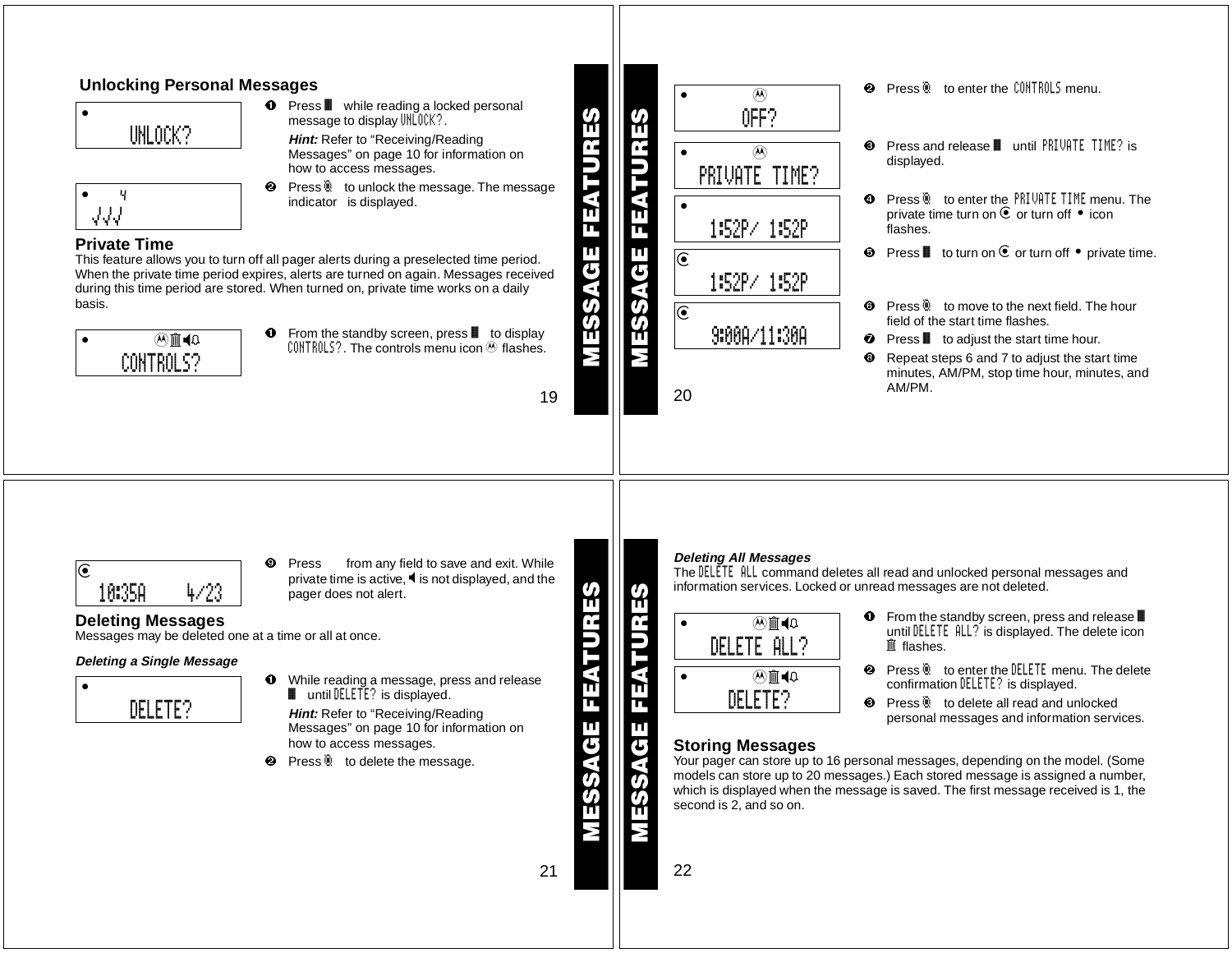## Unlocking Personal Messages

UNLOCK?

1. Press ▮ while reading a locked personal message to display UNLOCK?.

   ***Hint:*** Refer to "Receiving/Reading Messages" on page 10 for information on how to access messages.

2. Press ◙ to unlock the message. The message indicator is displayed.

## Private Time

This feature allows you to turn off all pager alerts during a preselected time period. When the private time period expires, alerts are turned on again. Messages received during this time period are stored. When turned on, private time works on a daily basis.

CONTROLS?

1. From the standby screen, press ▮ to display CONTROLS?. The controls menu icon Ⓜ flashes.

OFF?

2. Press ◙ to enter the CONTROLS menu.

PRIVATE TIME?

3. Press and release ▮ until PRIVATE TIME? is displayed.

1:52P/ 1:52P

4. Press ◙ to enter the PRIVATE TIME menu. The private time turn on ◉ or turn off • icon flashes.

5. Press ▮ to turn on ◉ or turn off • private time.

1:52P/ 1:52P

9:00A/11:30A

6. Press ◙ to move to the next field. The hour field of the start time flashes.
7. Press ▮ to adjust the start time hour.
8. Repeat steps 6 and 7 to adjust the start time minutes, AM/PM, stop time hour, minutes, and AM/PM.

10:35A 4/23

9. Press from any field to save and exit. While private time is active, ◀ is not displayed, and the pager does not alert.

## Deleting Messages

Messages may be deleted one at a time or all at once.

### *Deleting a Single Message*

DELETE?

1. While reading a message, press and release ▮ until DELETE? is displayed.

   ***Hint:*** Refer to "Receiving/Reading Messages" on page 10 for information on how to access messages.

2. Press ◙ to delete the message.

### *Deleting All Messages*

The DELETE ALL command deletes all read and unlocked personal messages and information services. Locked or unread messages are not deleted.

DELETE ALL?

DELETE?

1. From the standby screen, press and release ▮ until DELETE ALL? is displayed. The delete icon 🗑 flashes.
2. Press ◙ to enter the DELETE menu. The delete confirmation DELETE? is displayed.
3. Press ◙ to delete all read and unlocked personal messages and information services.

## Storing Messages

Your pager can store up to 16 personal messages, depending on the model. (Some models can store up to 20 messages.) Each stored message is assigned a number, which is displayed when the message is saved. The first message received is 1, the second is 2, and so on.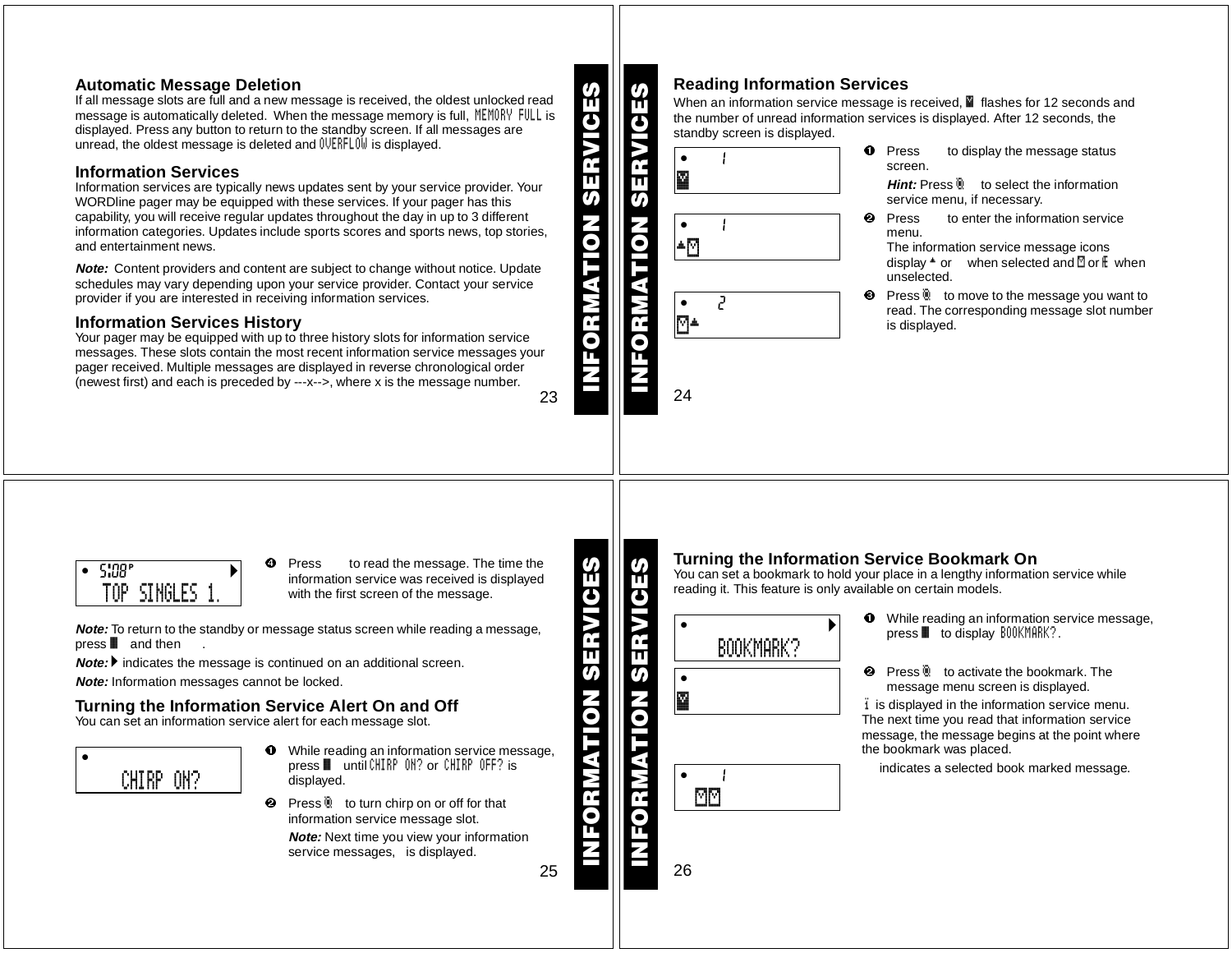## Automatic Message Deletion

If all message slots are full and a new message is received, the oldest unlocked read message is automatically deleted. When the message memory is full, MEMORY FULL is displayed. Press any button to return to the standby screen. If all messages are unread, the oldest message is deleted and OVERFLOW is displayed.

## Information Services

Information services are typically news updates sent by your service provider. Your WORDline pager may be equipped with these services. If your pager has this capability, you will receive regular updates throughout the day in up to 3 different information categories. Updates include sports scores and sports news, top stories, and entertainment news.

***Note:*** Content providers and content are subject to change without notice. Update schedules may vary depending upon your service provider. Contact your service provider if you are interested in receiving information services.

## Information Services History

Your pager may be equipped with up to three history slots for information service messages. These slots contain the most recent information service messages your pager received. Multiple messages are displayed in reverse chronological order (newest first) and each is preceded by ---x-->, where x is the message number.

## Reading Information Services

When an information service message is received, flashes for 12 seconds and the number of unread information services is displayed. After 12 seconds, the standby screen is displayed.

1. Press to display the message status screen.

   ***Hint:*** Press to select the information service menu, if necessary.

2. Press to enter the information service menu.
   The information service message icons display or when selected and or when unselected.

3. Press to move to the message you want to read. The corresponding message slot number is displayed.

4. Press to read the message. The time the information service was received is displayed with the first screen of the message.

```
5:08P
TOP SINGLES 1.
```

***Note:*** To return to the standby or message status screen while reading a message, press and then .

***Note:*** ▶ indicates the message is continued on an additional screen.

***Note:*** Information messages cannot be locked.

## Turning the Information Service Alert On and Off

You can set an information service alert for each message slot.

```
CHIRP ON?
```

1. While reading an information service message, press until CHIRP ON? or CHIRP OFF? is displayed.

2. Press to turn chirp on or off for that information service message slot.

   ***Note:*** Next time you view your information service messages, is displayed.

## Turning the Information Service Bookmark On

You can set a bookmark to hold your place in a lengthy information service while reading it. This feature is only available on certain models.

```
BOOKMARK?
```

1. While reading an information service message, press to display BOOKMARK?.

2. Press to activate the bookmark. The message menu screen is displayed.

ï is displayed in the information service menu. The next time you read that information service message, the message begins at the point where the bookmark was placed.

indicates a selected book marked message.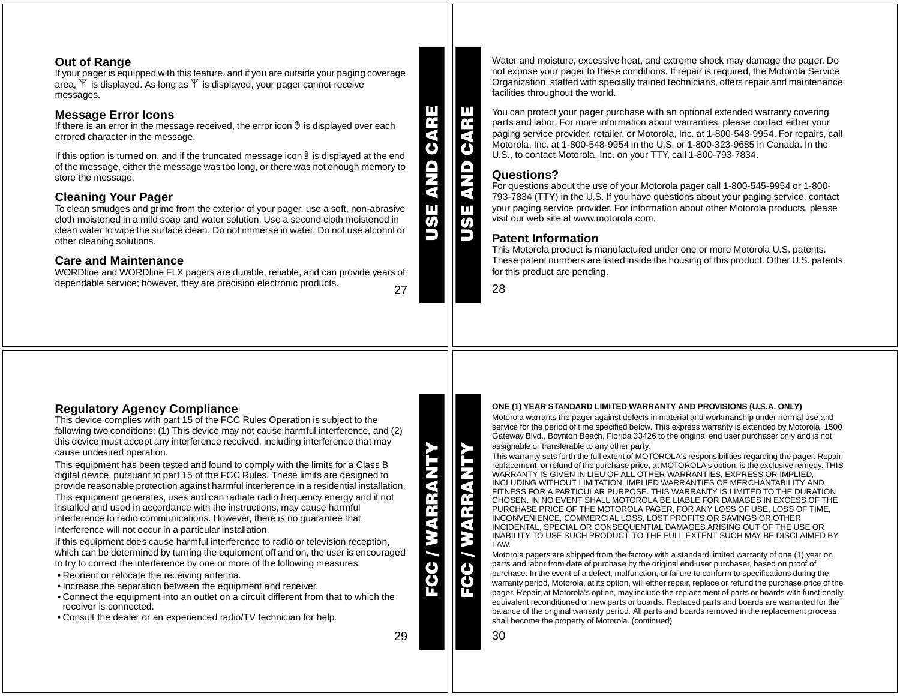## Out of Range

If your pager is equipped with this feature, and if you are outside your paging coverage area, ᛘ is displayed. As long as ᛘ is displayed, your pager cannot receive messages.

## Message Error Icons

If there is an error in the message received, the error icon is displayed over each errored character in the message.

If this option is turned on, and if the truncated message icon is displayed at the end of the message, either the message was too long, or there was not enough memory to store the message.

## Cleaning Your Pager

To clean smudges and grime from the exterior of your pager, use a soft, non-abrasive cloth moistened in a mild soap and water solution. Use a second cloth moistened in clean water to wipe the surface clean. Do not immerse in water. Do not use alcohol or other cleaning solutions.

## Care and Maintenance

WORDline and WORDline FLX pagers are durable, reliable, and can provide years of dependable service; however, they are precision electronic products.

Water and moisture, excessive heat, and extreme shock may damage the pager. Do not expose your pager to these conditions. If repair is required, the Motorola Service Organization, staffed with specially trained technicians, offers repair and maintenance facilities throughout the world.

You can protect your pager purchase with an optional extended warranty covering parts and labor. For more information about warranties, please contact either your paging service provider, retailer, or Motorola, Inc. at 1-800-548-9954. For repairs, call Motorola, Inc. at 1-800-548-9954 in the U.S. or 1-800-323-9685 in Canada. In the U.S., to contact Motorola, Inc. on your TTY, call 1-800-793-7834.

## Questions?

For questions about the use of your Motorola pager call 1-800-545-9954 or 1-800-793-7834 (TTY) in the U.S. If you have questions about your paging service, contact your paging service provider. For information about other Motorola products, please visit our web site at www.motorola.com.

## Patent Information

This Motorola product is manufactured under one or more Motorola U.S. patents. These patent numbers are listed inside the housing of this product. Other U.S. patents for this product are pending.

## Regulatory Agency Compliance

This device complies with part 15 of the FCC Rules Operation is subject to the following two conditions: (1) This device may not cause harmful interference, and (2) this device must accept any interference received, including interference that may cause undesired operation.

This equipment has been tested and found to comply with the limits for a Class B digital device, pursuant to part 15 of the FCC Rules. These limits are designed to provide reasonable protection against harmful interference in a residential installation. This equipment generates, uses and can radiate radio frequency energy and if not installed and used in accordance with the instructions, may cause harmful interference to radio communications. However, there is no guarantee that interference will not occur in a particular installation.

If this equipment does cause harmful interference to radio or television reception, which can be determined by turning the equipment off and on, the user is encouraged to try to correct the interference by one or more of the following measures:

- Reorient or relocate the receiving antenna.
- Increase the separation between the equipment and receiver.
- Connect the equipment into an outlet on a circuit different from that to which the receiver is connected.
- Consult the dealer or an experienced radio/TV technician for help.

**ONE (1) YEAR STANDARD LIMITED WARRANTY AND PROVISIONS (U.S.A. ONLY)**

Motorola warrants the pager against defects in material and workmanship under normal use and service for the period of time specified below. This express warranty is extended by Motorola, 1500 Gateway Blvd., Boynton Beach, Florida 33426 to the original end user purchaser only and is not assignable or transferable to any other party.

This warranty sets forth the full extent of MOTOROLA's responsibilities regarding the pager. Repair, replacement, or refund of the purchase price, at MOTOROLA's option, is the exclusive remedy. THIS WARRANTY IS GIVEN IN LIEU OF ALL OTHER WARRANTIES, EXPRESS OR IMPLIED, INCLUDING WITHOUT LIMITATION, IMPLIED WARRANTIES OF MERCHANTABILITY AND FITNESS FOR A PARTICULAR PURPOSE. THIS WARRANTY IS LIMITED TO THE DURATION CHOSEN. IN NO EVENT SHALL MOTOROLA BE LIABLE FOR DAMAGES IN EXCESS OF THE PURCHASE PRICE OF THE MOTOROLA PAGER, FOR ANY LOSS OF USE, LOSS OF TIME, INCONVENIENCE, COMMERCIAL LOSS, LOST PROFITS OR SAVINGS OR OTHER INCIDENTAL, SPECIAL OR CONSEQUENTIAL DAMAGES ARISING OUT OF THE USE OR INABILITY TO USE SUCH PRODUCT, TO THE FULL EXTENT SUCH MAY BE DISCLAIMED BY LAW.

Motorola pagers are shipped from the factory with a standard limited warranty of one (1) year on parts and labor from date of purchase by the original end user purchaser, based on proof of purchase. In the event of a defect, malfunction, or failure to conform to specifications during the warranty period, Motorola, at its option, will either repair, replace or refund the purchase price of the pager. Repair, at Motorola's option, may include the replacement of parts or boards with functionally equivalent reconditioned or new parts or boards. Replaced parts and boards are warranted for the balance of the original warranty period. All parts and boards removed in the replacement process shall become the property of Motorola. (continued)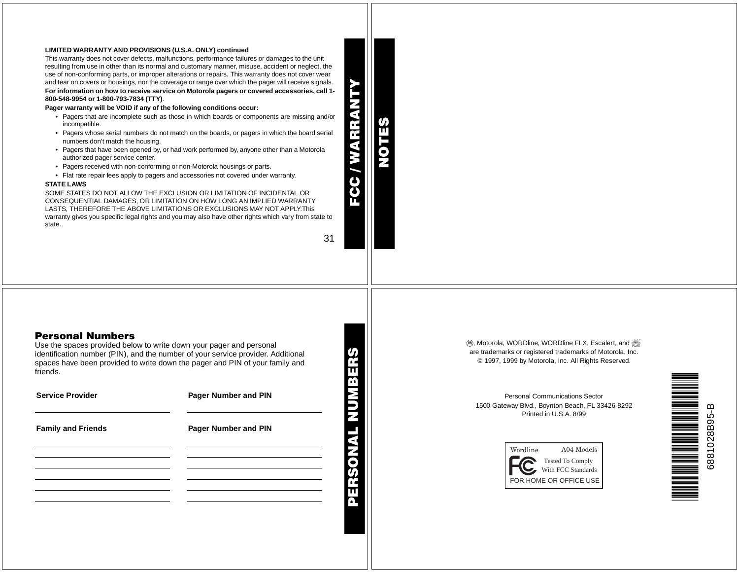**LIMITED WARRANTY AND PROVISIONS (U.S.A. ONLY) continued**

This warranty does not cover defects, malfunctions, performance failures or damages to the unit resulting from use in other than its normal and customary manner, misuse, accident or neglect, the use of non-conforming parts, or improper alterations or repairs. This warranty does not cover wear and tear on covers or housings, nor the coverage or range over which the pager will receive signals.

**For information on how to receive service on Motorola pagers or covered accessories, call 1-800-548-9954 or 1-800-793-7834 (TTY)**.

**Pager warranty will be VOID if any of the following conditions occur:**

- Pagers that are incomplete such as those in which boards or components are missing and/or incompatible.
- Pagers whose serial numbers do not match on the boards, or pagers in which the board serial numbers don't match the housing.
- Pagers that have been opened by, or had work performed by, anyone other than a Motorola authorized pager service center.
- Pagers received with non-conforming or non-Motorola housings or parts.
- Flat rate repair fees apply to pagers and accessories not covered under warranty.

**STATE LAWS**

SOME STATES DO NOT ALLOW THE EXCLUSION OR LIMITATION OF INCIDENTAL OR CONSEQUENTIAL DAMAGES, OR LIMITATION ON HOW LONG AN IMPLIED WARRANTY LASTS, THEREFORE THE ABOVE LIMITATIONS OR EXCLUSIONS MAY NOT APPLY.This warranty gives you specific legal rights and you may also have other rights which vary from state to state.

FCC / WARRANTY

NOTES

## Personal Numbers

Use the spaces provided below to write down your pager and personal identification number (PIN), and the number of your service provider. Additional spaces have been provided to write down the pager and PIN of your family and friends.

| Service Provider | Pager Number and PIN |
|---|---|
| | |

| Family and Friends | Pager Number and PIN |
|---|---|
| | |
| | |
| | |
| | |
| | |
| | |

PERSONAL NUMBERS

Ⓜ, Motorola, WORDline, WORDline FLX, Escalert, and FLEX are trademarks or registered trademarks of Motorola, Inc.
© 1997, 1999 by Motorola, Inc. All Rights Reserved.

Personal Communications Sector
1500 Gateway Blvd., Boynton Beach, FL 33426-8292
Printed in U.S.A. 8/99

Wordline A04 Models
FC Tested To Comply With FCC Standards
FOR HOME OR OFFICE USE

6881028B95-B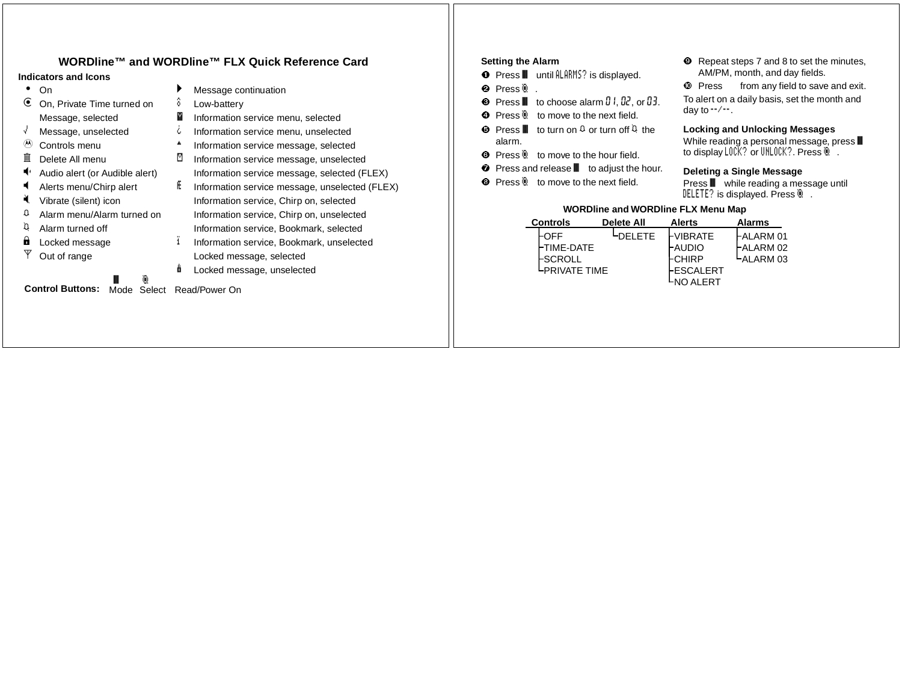## WORDline™ and WORDline™ FLX Quick Reference Card

**Indicators and Icons**

| | | | |
|---|---|---|---|
| • | On | ▸ | Message continuation |
| | On, Private Time turned on | | Low-battery |
| | Message, selected | | Information service menu, selected |
| √ | Message, unselected | ¿ | Information service menu, unselected |
| | Controls menu | ▴ | Information service message, selected |
| | Delete All menu | | Information service message, unselected |
| | Audio alert (or Audible alert) | | Information service message, selected (FLEX) |
| | Alerts menu/Chirp alert | | Information service message, unselected (FLEX) |
| | Vibrate (silent) icon | | Information service, Chirp on, selected |
| | Alarm menu/Alarm turned on | | Information service, Chirp on, unselected |
| | Alarm turned off | | Information service, Bookmark, selected |
| | Locked message | | Information service, Bookmark, unselected |
| | Out of range | | Locked message, selected |
| | | | Locked message, unselected |

**Control Buttons:** Mode Select Read/Power On

### Setting the Alarm

1. Press until ALARMS? is displayed.
2. Press .
3. Press to choose alarm 01, 02, or 03.
4. Press to move to the next field.
5. Press to turn on or turn off the alarm.
6. Press to move to the hour field.
7. Press and release to adjust the hour.
8. Press to move to the next field.
9. Repeat steps 7 and 8 to set the minutes, AM/PM, month, and day fields.
10. Press from any field to save and exit.

To alert on a daily basis, set the month and day to --/--.

### Locking and Unlocking Messages

While reading a personal message, press to display LOCK? or UNLOCK?. Press .

### Deleting a Single Message

Press while reading a message until DELETE? is displayed. Press .

### WORDline and WORDline FLX Menu Map

| Controls | Delete All | Alerts | Alarms |
|---|---|---|---|
| OFF | DELETE | VIBRATE | ALARM 01 |
| TIME-DATE | | AUDIO | ALARM 02 |
| SCROLL | | CHIRP | ALARM 03 |
| PRIVATE TIME | | ESCALERT | |
| | | NO ALERT | |